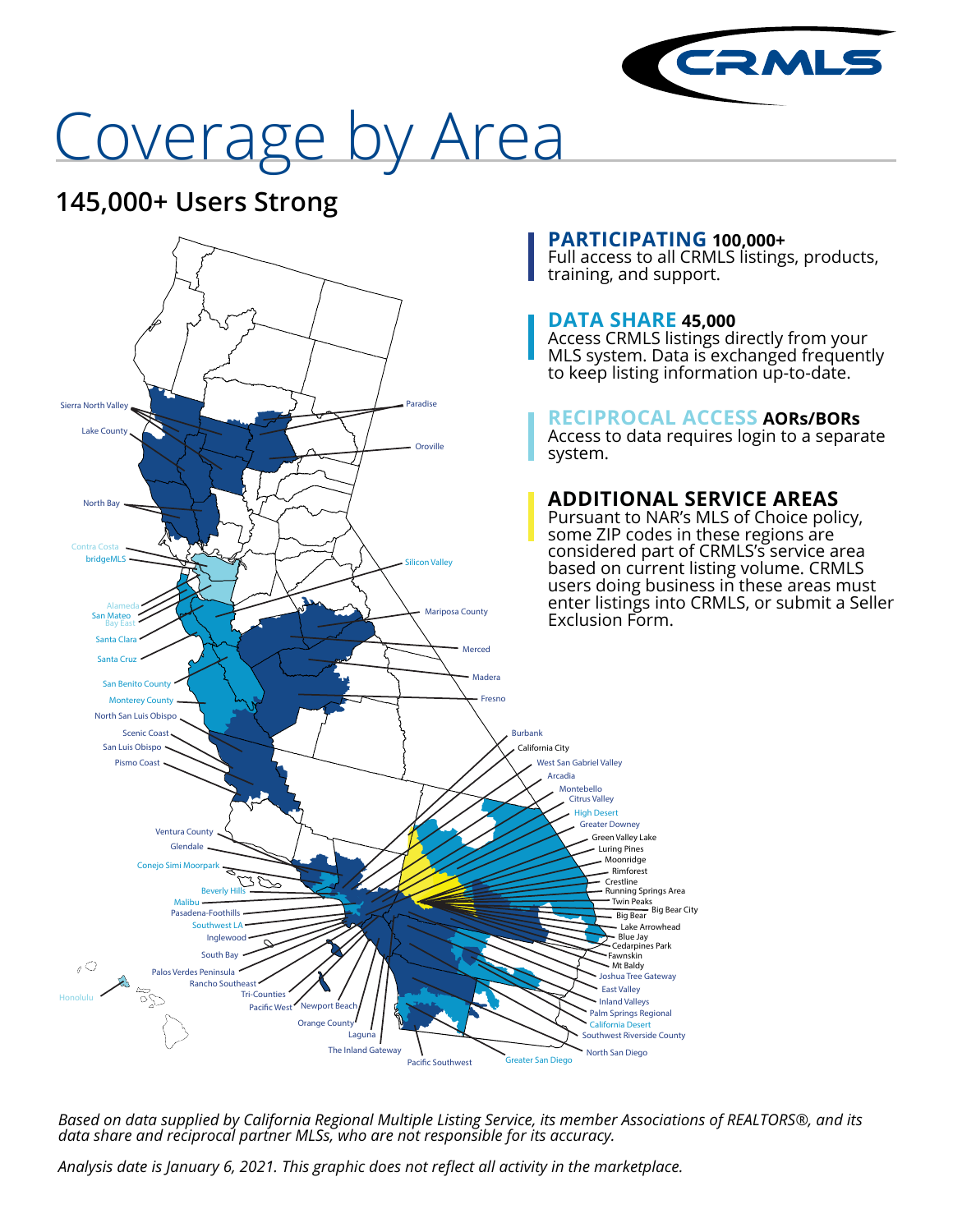CRMLS

# Coverage by Area

## 145,000+ Users Strong

**PARTICIPATING 100,000+**
Full access to all CRMLS listings, products, training, and support.

**DATA SHARE 45,000**
Access CRMLS listings directly from your MLS system. Data is exchanged frequently to keep listing information up-to-date.

**RECIPROCAL ACCESS AORs/BORs**
Access to data requires login to a separate system.

**ADDITIONAL SERVICE AREAS**
Pursuant to NAR's MLS of Choice policy, some ZIP codes in these regions are considered part of CRMLS's service area based on current listing volume. CRMLS users doing business in these areas must enter listings into CRMLS, or submit a Seller Exclusion Form.

Sierra North Valley, Lake County, North Bay, Contra Costa, bridgeMLS, Alameda, San Mateo, Bay East, Santa Clara, Santa Cruz, San Benito County, Monterey County, North San Luis Obispo, Scenic Coast, San Luis Obispo, Pismo Coast, Ventura County, Glendale, Conejo Simi Moorpark, Beverly Hills, Malibu, Pasadena-Foothills, Southwest LA, Inglewood, South Bay, Palos Verdes Peninsula, Rancho Southeast, Honolulu, Tri-Counties, Pacific West, Newport Beach, Orange County, Laguna, The Inland Gateway, Pacific Southwest, Greater San Diego, North San Diego, Southwest Riverside County, California Desert, Palm Springs Regional, Inland Valleys, East Valley, Joshua Tree Gateway, Mt Baldy, Fawnskin, Cedarpines Park, Blue Jay, Lake Arrowhead, Big Bear, Big Bear City, Twin Peaks, Running Springs Area, Crestline, Rimforest, Moonridge, Luring Pines, Green Valley Lake, Greater Downey, High Desert, Citrus Valley, Montebello, Arcadia, West San Gabriel Valley, California City, Burbank, Fresno, Madera, Merced, Mariposa County, Silicon Valley, Oroville, Paradise

*Based on data supplied by California Regional Multiple Listing Service, its member Associations of REALTORS®, and its data share and reciprocal partner MLSs, who are not responsible for its accuracy.*

*Analysis date is January 6, 2021. This graphic does not reflect all activity in the marketplace.*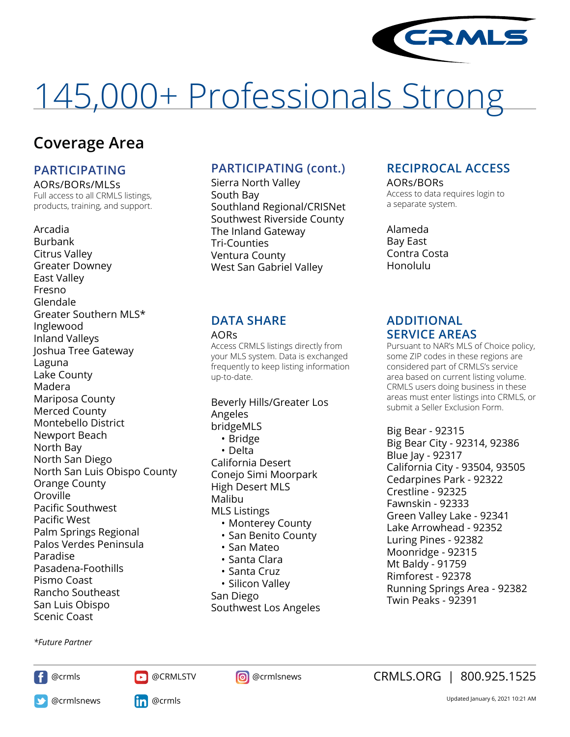# 145,000+ Professionals Strong

## Coverage Area

### PARTICIPATING

AORs/BORs/MLSs

Full access to all CRMLS listings, products, training, and support.

Arcadia
Burbank
Citrus Valley
Greater Downey
East Valley
Fresno
Glendale
Greater Southern MLS*
Inglewood
Inland Valleys
Joshua Tree Gateway
Laguna
Lake County
Madera
Mariposa County
Merced County
Montebello District
Newport Beach
North Bay
North San Diego
North San Luis Obispo County
Orange County
Oroville
Pacific Southwest
Pacific West
Palm Springs Regional
Palos Verdes Peninsula
Paradise
Pasadena-Foothills
Pismo Coast
Rancho Southeast
San Luis Obispo
Scenic Coast

### PARTICIPATING (cont.)

Sierra North Valley
South Bay
Southland Regional/CRISNet
Southwest Riverside County
The Inland Gateway
Tri-Counties
Ventura County
West San Gabriel Valley

### DATA SHARE

AORs

Access CRMLS listings directly from your MLS system. Data is exchanged frequently to keep listing information up-to-date.

Beverly Hills/Greater Los Angeles
bridgeMLS
- Bridge
- Delta

California Desert
Conejo Simi Moorpark
High Desert MLS
Malibu
MLS Listings
- Monterey County
- San Benito County
- San Mateo
- Santa Clara
- Santa Cruz
- Silicon Valley

San Diego
Southwest Los Angeles

### RECIPROCAL ACCESS

AORs/BORs

Access to data requires login to a separate system.

Alameda
Bay East
Contra Costa
Honolulu

### ADDITIONAL SERVICE AREAS

Pursuant to NAR's MLS of Choice policy, some ZIP codes in these regions are considered part of CRMLS's service area based on current listing volume. CRMLS users doing business in these areas must enter listings into CRMLS, or submit a Seller Exclusion Form.

Big Bear - 92315
Big Bear City - 92314, 92386
Blue Jay - 92317
California City - 93504, 93505
Cedarpines Park - 92322
Crestline - 92325
Fawnskin - 92333
Green Valley Lake - 92341
Lake Arrowhead - 92352
Luring Pines - 92382
Moonridge - 92315
Mt Baldy - 91759
Rimforest - 92378
Running Springs Area - 92382
Twin Peaks - 92391

*Future Partner*

@crmls | @CRMLSTV | @crmlsnews | @crmlsnews | @crmls

CRMLS.ORG | 800.925.1525

Updated January 6, 2021 10:21 AM